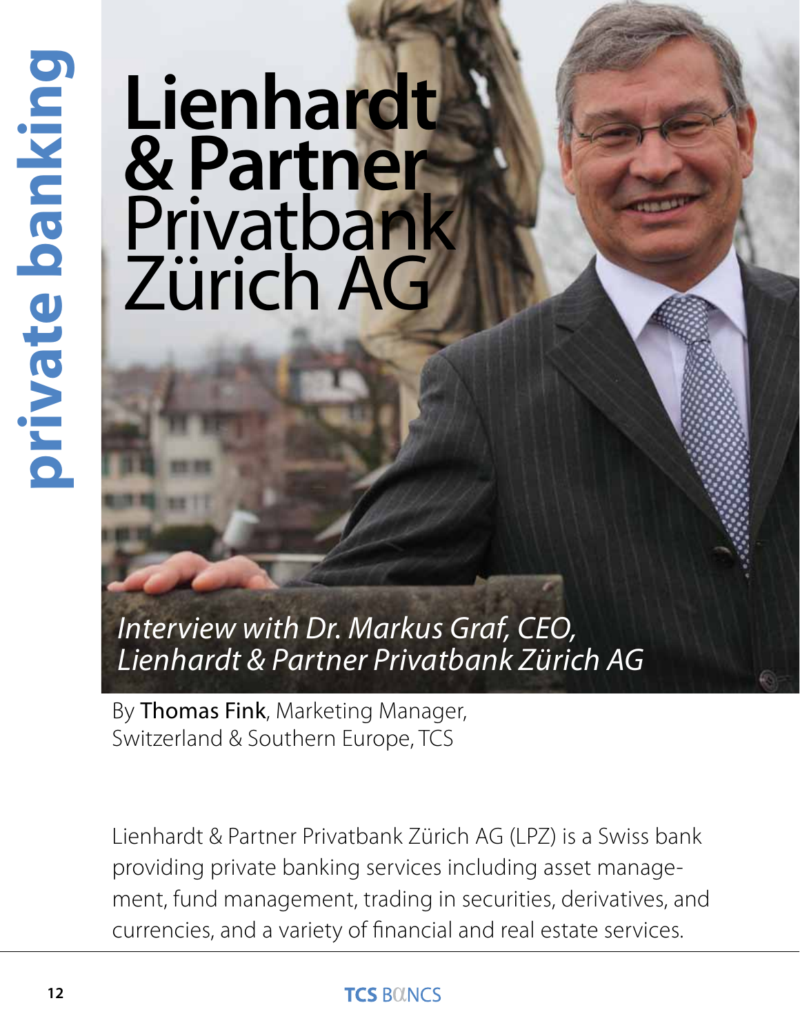# Lienhardt & Partner Privatbank Zürich AG

*Interview with Dr. Markus Graf, CEO, Lienhardt & Partner Privatbank Zürich AG*

By **Thomas Fink**, Marketing Manager, Switzerland & Southern Europe, TCS

Lienhardt & Partner Privatbank Zürich AG (LPZ) is a Swiss bank providing private banking services including asset management, fund management, trading in securities, derivatives, and currencies, and a variety of financial and real estate services.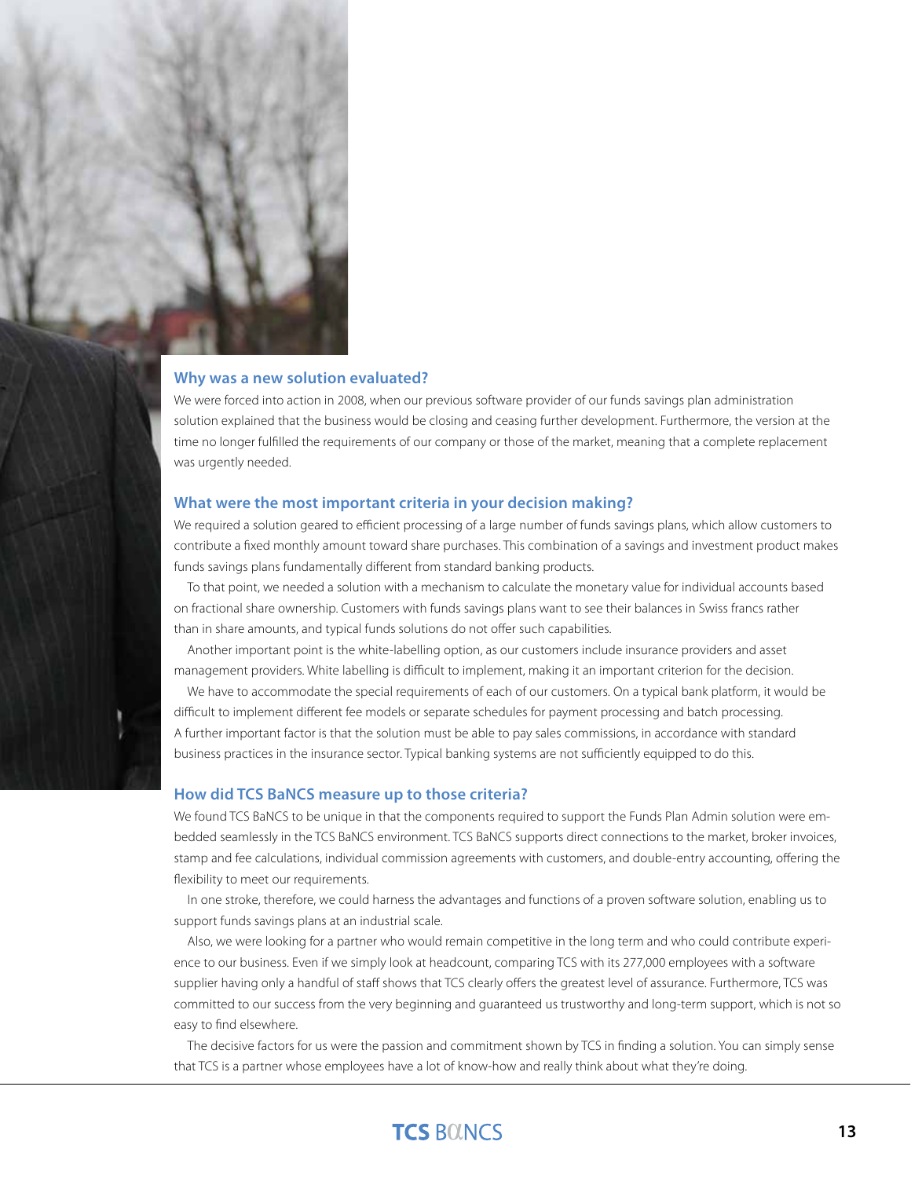### Why was a new solution evaluated?

We were forced into action in 2008, when our previous software provider of our funds savings plan administration solution explained that the business would be closing and ceasing further development. Furthermore, the version at the time no longer fulfilled the requirements of our company or those of the market, meaning that a complete replacement was urgently needed.

### What were the most important criteria in your decision making?

We required a solution geared to efficient processing of a large number of funds savings plans, which allow customers to contribute a fixed monthly amount toward share purchases. This combination of a savings and investment product makes funds savings plans fundamentally different from standard banking products.

To that point, we needed a solution with a mechanism to calculate the monetary value for individual accounts based on fractional share ownership. Customers with funds savings plans want to see their balances in Swiss francs rather than in share amounts, and typical funds solutions do not offer such capabilities.

Another important point is the white-labelling option, as our customers include insurance providers and asset management providers. White labelling is difficult to implement, making it an important criterion for the decision.

We have to accommodate the special requirements of each of our customers. On a typical bank platform, it would be difficult to implement different fee models or separate schedules for payment processing and batch processing. A further important factor is that the solution must be able to pay sales commissions, in accordance with standard business practices in the insurance sector. Typical banking systems are not sufficiently equipped to do this.

### How did TCS BaNCS measure up to those criteria?

We found TCS BaNCS to be unique in that the components required to support the Funds Plan Admin solution were embedded seamlessly in the TCS BaNCS environment. TCS BaNCS supports direct connections to the market, broker invoices, stamp and fee calculations, individual commission agreements with customers, and double-entry accounting, offering the flexibility to meet our requirements.

In one stroke, therefore, we could harness the advantages and functions of a proven software solution, enabling us to support funds savings plans at an industrial scale.

Also, we were looking for a partner who would remain competitive in the long term and who could contribute experience to our business. Even if we simply look at headcount, comparing TCS with its 277,000 employees with a software supplier having only a handful of staff shows that TCS clearly offers the greatest level of assurance. Furthermore, TCS was committed to our success from the very beginning and guaranteed us trustworthy and long-term support, which is not so easy to find elsewhere.

The decisive factors for us were the passion and commitment shown by TCS in finding a solution. You can simply sense that TCS is a partner whose employees have a lot of know-how and really think about what they're doing.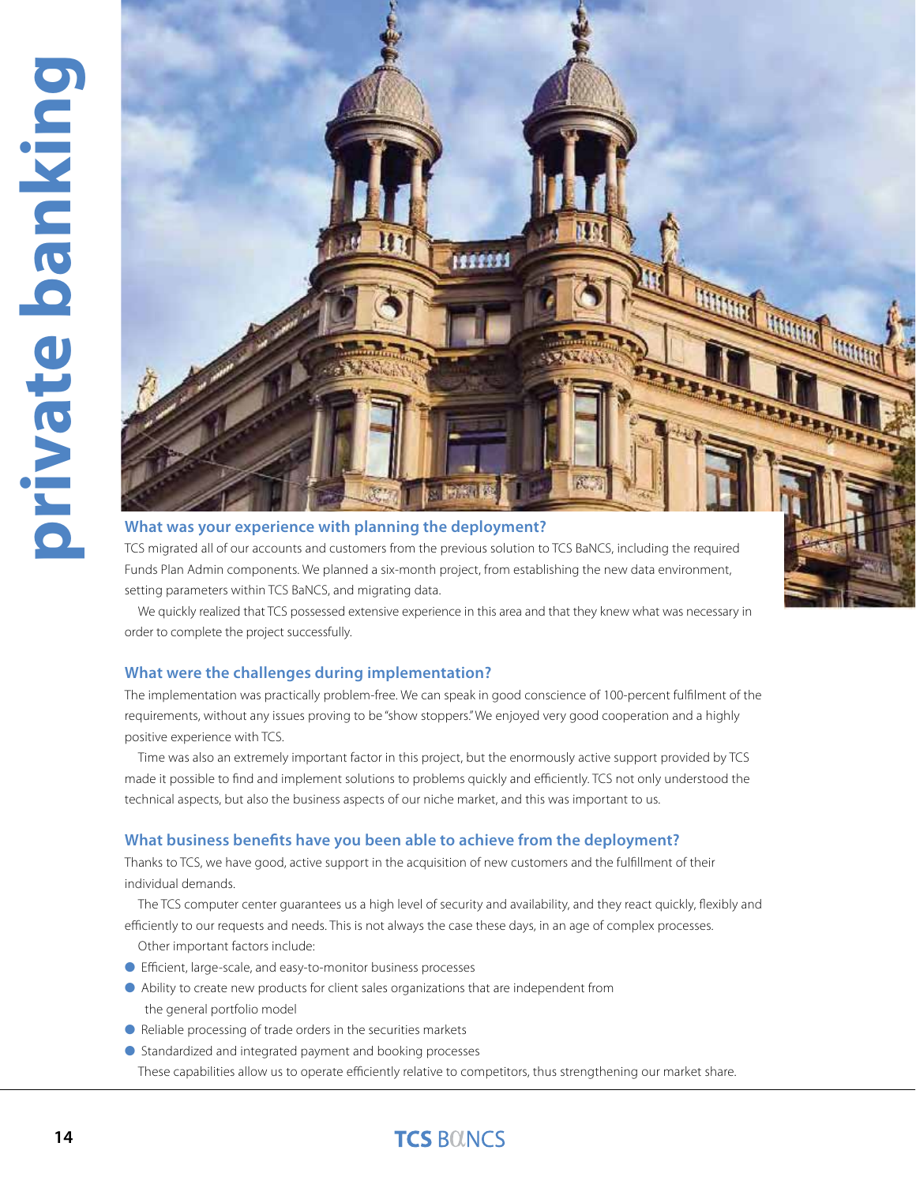### What was your experience with planning the deployment?

TCS migrated all of our accounts and customers from the previous solution to TCS BaNCS, including the required Funds Plan Admin components. We planned a six-month project, from establishing the new data environment, setting parameters within TCS BaNCS, and migrating data.

We quickly realized that TCS possessed extensive experience in this area and that they knew what was necessary in order to complete the project successfully.

### What were the challenges during implementation?

The implementation was practically problem-free. We can speak in good conscience of 100-percent fulfilment of the requirements, without any issues proving to be "show stoppers." We enjoyed very good cooperation and a highly positive experience with TCS.

Time was also an extremely important factor in this project, but the enormously active support provided by TCS made it possible to find and implement solutions to problems quickly and efficiently. TCS not only understood the technical aspects, but also the business aspects of our niche market, and this was important to us.

### What business benefits have you been able to achieve from the deployment?

Thanks to TCS, we have good, active support in the acquisition of new customers and the fulfillment of their individual demands.

The TCS computer center guarantees us a high level of security and availability, and they react quickly, flexibly and efficiently to our requests and needs. This is not always the case these days, in an age of complex processes.

Other important factors include:

- Efficient, large-scale, and easy-to-monitor business processes
- Ability to create new products for client sales organizations that are independent from the general portfolio model
- Reliable processing of trade orders in the securities markets
- Standardized and integrated payment and booking processes

These capabilities allow us to operate efficiently relative to competitors, thus strengthening our market share.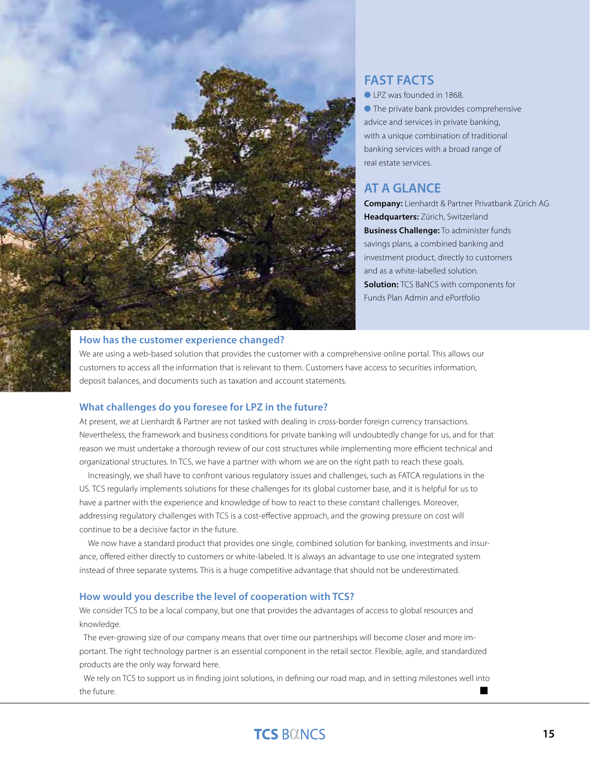## FAST FACTS

- LPZ was founded in 1868.
- The private bank provides comprehensive advice and services in private banking, with a unique combination of traditional banking services with a broad range of real estate services.

## AT A GLANCE

**Company:** Lienhardt & Partner Privatbank Zürich AG
**Headquarters:** Zürich, Switzerland
**Business Challenge:** To administer funds savings plans, a combined banking and investment product, directly to customers and as a white-labelled solution.
**Solution:** TCS BaNCS with components for Funds Plan Admin and ePortfolio

### How has the customer experience changed?

We are using a web-based solution that provides the customer with a comprehensive online portal. This allows our customers to access all the information that is relevant to them. Customers have access to securities information, deposit balances, and documents such as taxation and account statements.

### What challenges do you foresee for LPZ in the future?

At present, we at Lienhardt & Partner are not tasked with dealing in cross-border foreign currency transactions. Nevertheless, the framework and business conditions for private banking will undoubtedly change for us, and for that reason we must undertake a thorough review of our cost structures while implementing more efficient technical and organizational structures. In TCS, we have a partner with whom we are on the right path to reach these goals.

Increasingly, we shall have to confront various regulatory issues and challenges, such as FATCA regulations in the US. TCS regularly implements solutions for these challenges for its global customer base, and it is helpful for us to have a partner with the experience and knowledge of how to react to these constant challenges. Moreover, addressing regulatory challenges with TCS is a cost-effective approach, and the growing pressure on cost will continue to be a decisive factor in the future.

We now have a standard product that provides one single, combined solution for banking, investments and insurance, offered either directly to customers or white-labeled. It is always an advantage to use one integrated system instead of three separate systems. This is a huge competitive advantage that should not be underestimated.

### How would you describe the level of cooperation with TCS?

We consider TCS to be a local company, but one that provides the advantages of access to global resources and knowledge.

The ever-growing size of our company means that over time our partnerships will become closer and more important. The right technology partner is an essential component in the retail sector. Flexible, agile, and standardized products are the only way forward here.

We rely on TCS to support us in finding joint solutions, in defining our road map, and in setting milestones well into the future.